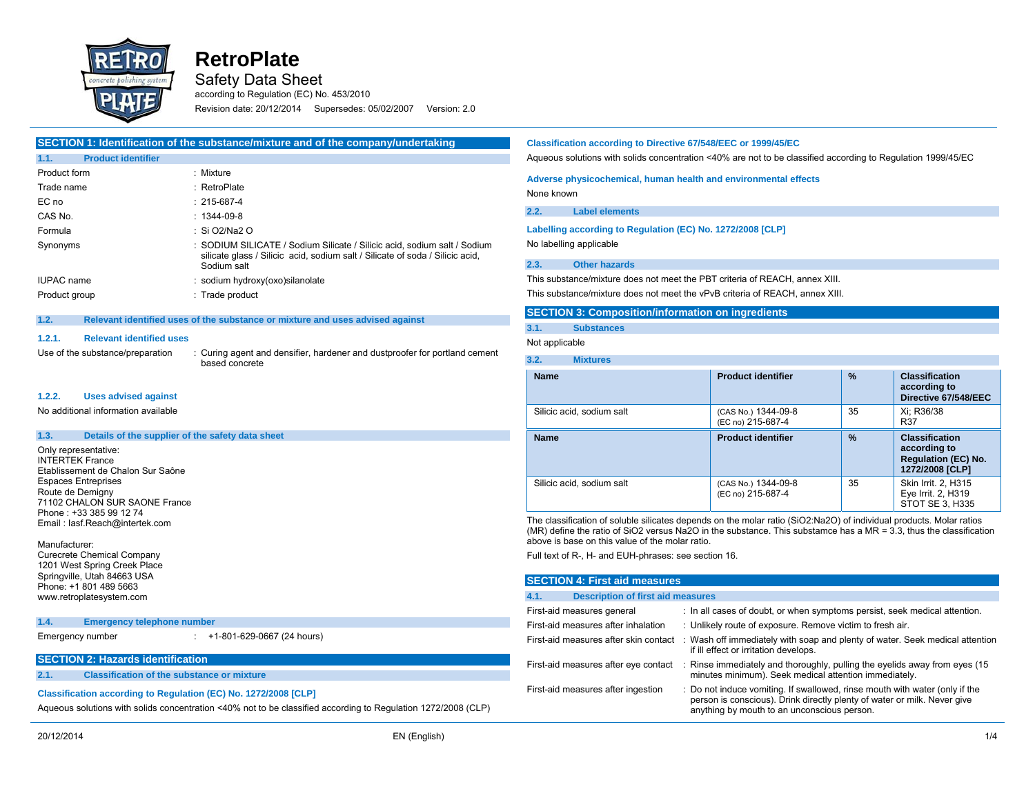# RetroPlate

## Safety Data Sheet

according to Regulation (EC) No. 453/2010

Revision date: 20/12/2014 Supersedes: 05/02/2007 Version: 2.0

## SECTION 1: Identification of the substance/mixture and of the company/undertaking

### 1.1. Product identifier

| | |
|---|---|
| Product form | : Mixture |
| Trade name | : RetroPlate |
| EC no | : 215-687-4 |
| CAS No. | : 1344-09-8 |
| Formula | : Si O2/Na2 O |
| Synonyms | : SODIUM SILICATE / Sodium Silicate / Silicic acid, sodium salt / Sodium silicate glass / Silicic acid, sodium salt / Silicate of soda / Silicic acid, Sodium salt |
| IUPAC name | : sodium hydroxy(oxo)silanolate |
| Product group | : Trade product |

### 1.2. Relevant identified uses of the substance or mixture and uses advised against

#### 1.2.1. Relevant identified uses

Use of the substance/preparation : Curing agent and densifier, hardener and dustproofer for portland cement based concrete

#### 1.2.2. Uses advised against

No additional information available

### 1.3. Details of the supplier of the safety data sheet

Only representative:
INTERTEK France
Etablissement de Chalon Sur Saône
Espaces Entreprises
Route de Demigny
71102 CHALON SUR SAONE France
Phone : +33 385 99 12 74
Email : Iasf.Reach@intertek.com

Manufacturer:
Curecrete Chemical Company
1201 West Spring Creek Place
Springville, Utah 84663 USA
Phone: +1 801 489 5663
www.retroplatesystem.com

### 1.4. Emergency telephone number

Emergency number : +1-801-629-0667 (24 hours)

## SECTION 2: Hazards identification

### 2.1. Classification of the substance or mixture

**Classification according to Regulation (EC) No. 1272/2008 [CLP]**

Aqueous solutions with solids concentration <40% not to be classified according to Regulation 1272/2008 (CLP)

**Classification according to Directive 67/548/EEC or 1999/45/EC**

Aqueous solutions with solids concentration <40% are not to be classified according to Regulation 1999/45/EC

**Adverse physicochemical, human health and environmental effects**

None known

### 2.2. Label elements

**Labelling according to Regulation (EC) No. 1272/2008 [CLP]**

No labelling applicable

### 2.3. Other hazards

This substance/mixture does not meet the PBT criteria of REACH, annex XIII.

This substance/mixture does not meet the vPvB criteria of REACH, annex XIII.

## SECTION 3: Composition/information on ingredients

### 3.1. Substances

Not applicable

### 3.2. Mixtures

| Name | Product identifier | % | Classification according to Directive 67/548/EEC |
|---|---|---|---|
| Silicic acid, sodium salt | (CAS No.) 1344-09-8<br>(EC no) 215-687-4 | 35 | Xi; R36/38<br>R37 |

| Name | Product identifier | % | Classification according to Regulation (EC) No. 1272/2008 [CLP] |
|---|---|---|---|
| Silicic acid, sodium salt | (CAS No.) 1344-09-8<br>(EC no) 215-687-4 | 35 | Skin Irrit. 2, H315<br>Eye Irrit. 2, H319<br>STOT SE 3, H335 |

The classification of soluble silicates depends on the molar ratio (SiO2:Na2O) of individual products. Molar ratios (MR) define the ratio of SiO2 versus Na2O in the substance. This substamce has a MR = 3.3, thus the classification above is base on this value of the molar ratio.

Full text of R-, H- and EUH-phrases: see section 16.

## SECTION 4: First aid measures

### 4.1. Description of first aid measures

| | |
|---|---|
| First-aid measures general | : In all cases of doubt, or when symptoms persist, seek medical attention. |
| First-aid measures after inhalation | : Unlikely route of exposure. Remove victim to fresh air. |
| First-aid measures after skin contact | : Wash off immediately with soap and plenty of water. Seek medical attention if ill effect or irritation develops. |
| First-aid measures after eye contact | : Rinse immediately and thoroughly, pulling the eyelids away from eyes (15 minutes minimum). Seek medical attention immediately. |
| First-aid measures after ingestion | : Do not induce vomiting. If swallowed, rinse mouth with water (only if the person is conscious). Drink directly plenty of water or milk. Never give anything by mouth to an unconscious person. |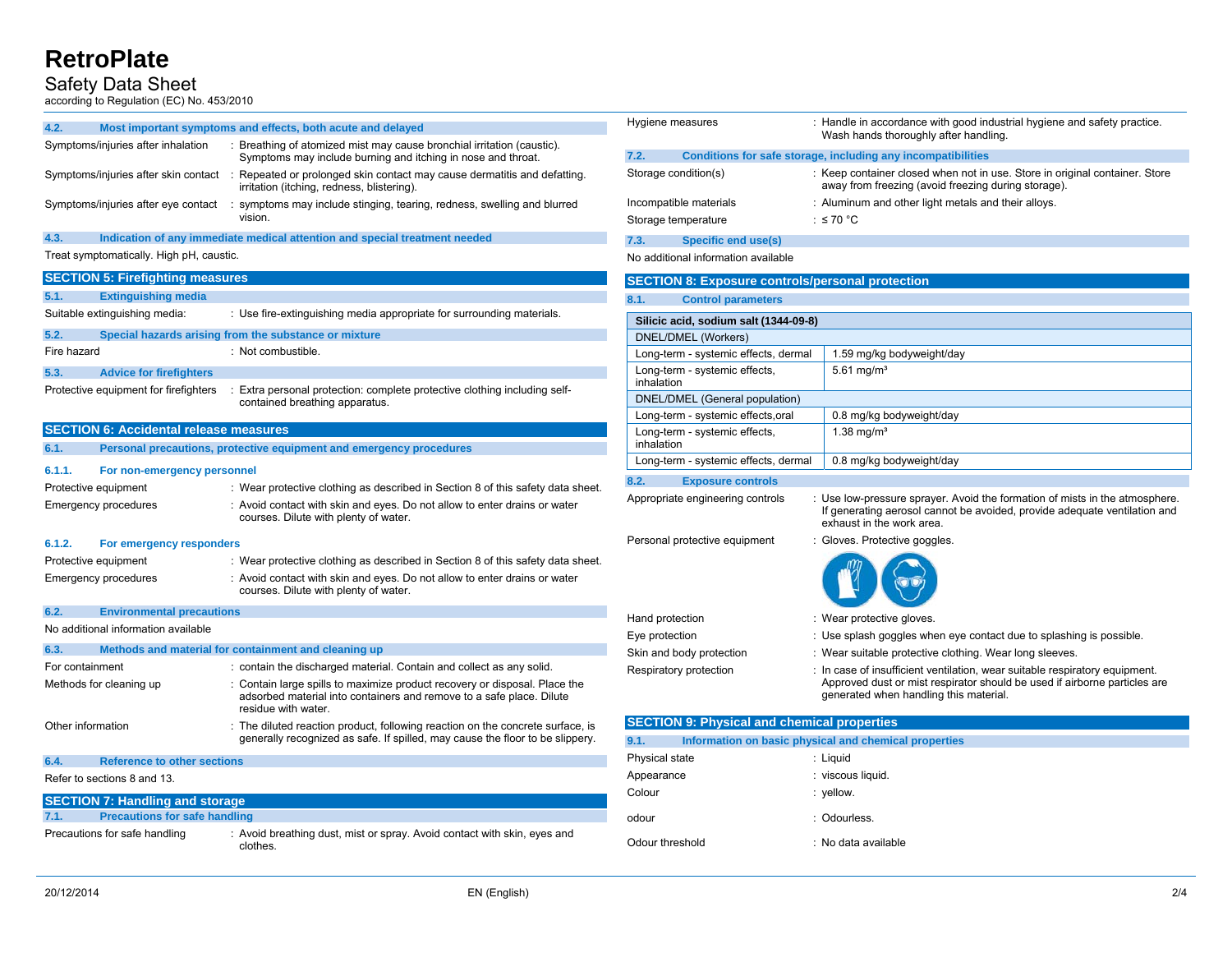**RetroPlate**

Safety Data Sheet

according to Regulation (EC) No. 453/2010

### 4.2. Most important symptoms and effects, both acute and delayed

Symptoms/injuries after inhalation : Breathing of atomized mist may cause bronchial irritation (caustic). Symptoms may include burning and itching in nose and throat.

Symptoms/injuries after skin contact : Repeated or prolonged skin contact may cause dermatitis and defatting. irritation (itching, redness, blistering).

Symptoms/injuries after eye contact : symptoms may include stinging, tearing, redness, swelling and blurred vision.

### 4.3. Indication of any immediate medical attention and special treatment needed

Treat symptomatically. High pH, caustic.

## SECTION 5: Firefighting measures

### 5.1. Extinguishing media

Suitable extinguishing media: : Use fire-extinguishing media appropriate for surrounding materials.

### 5.2. Special hazards arising from the substance or mixture

Fire hazard : Not combustible.

### 5.3. Advice for firefighters

Protective equipment for firefighters : Extra personal protection: complete protective clothing including self-contained breathing apparatus.

## SECTION 6: Accidental release measures

### 6.1. Personal precautions, protective equipment and emergency procedures

#### 6.1.1. For non-emergency personnel

Protective equipment : Wear protective clothing as described in Section 8 of this safety data sheet.

Emergency procedures : Avoid contact with skin and eyes. Do not allow to enter drains or water courses. Dilute with plenty of water.

#### 6.1.2. For emergency responders

Protective equipment : Wear protective clothing as described in Section 8 of this safety data sheet.

Emergency procedures : Avoid contact with skin and eyes. Do not allow to enter drains or water courses. Dilute with plenty of water.

### 6.2. Environmental precautions

No additional information available

### 6.3. Methods and material for containment and cleaning up

For containment : contain the discharged material. Contain and collect as any solid.

Methods for cleaning up : Contain large spills to maximize product recovery or disposal. Place the adsorbed material into containers and remove to a safe place. Dilute residue with water.

Other information : The diluted reaction product, following reaction on the concrete surface, is generally recognized as safe. If spilled, may cause the floor to be slippery.

### 6.4. Reference to other sections

Refer to sections 8 and 13.

## SECTION 7: Handling and storage

### 7.1. Precautions for safe handling

Precautions for safe handling : Avoid breathing dust, mist or spray. Avoid contact with skin, eyes and clothes.

Hygiene measures : Handle in accordance with good industrial hygiene and safety practice. Wash hands thoroughly after handling.

### 7.2. Conditions for safe storage, including any incompatibilities

Storage condition(s) : Keep container closed when not in use. Store in original container. Store away from freezing (avoid freezing during storage).

Incompatible materials : Aluminum and other light metals and their alloys.

Storage temperature : ≤ 70 °C

### 7.3. Specific end use(s)

No additional information available

## SECTION 8: Exposure controls/personal protection

### 8.1. Control parameters

| Silicic acid, sodium salt (1344-09-8) | |
|---|---|
| DNEL/DMEL (Workers) | |
| Long-term - systemic effects, dermal | 1.59 mg/kg bodyweight/day |
| Long-term - systemic effects, inhalation | 5.61 mg/m³ |
| DNEL/DMEL (General population) | |
| Long-term - systemic effects,oral | 0.8 mg/kg bodyweight/day |
| Long-term - systemic effects, inhalation | 1.38 mg/m³ |
| Long-term - systemic effects, dermal | 0.8 mg/kg bodyweight/day |

### 8.2. Exposure controls

Appropriate engineering controls : Use low-pressure sprayer. Avoid the formation of mists in the atmosphere. If generating aerosol cannot be avoided, provide adequate ventilation and exhaust in the work area.

Personal protective equipment : Gloves. Protective goggles.

Hand protection : Wear protective gloves.

Eye protection : Use splash goggles when eye contact due to splashing is possible.

Skin and body protection : Wear suitable protective clothing. Wear long sleeves.

Respiratory protection : In case of insufficient ventilation, wear suitable respiratory equipment. Approved dust or mist respirator should be used if airborne particles are generated when handling this material.

## SECTION 9: Physical and chemical properties

### 9.1. Information on basic physical and chemical properties

Physical state : Liquid

Appearance : viscous liquid.

Colour : yellow.

odour : Odourless.

Odour threshold : No data available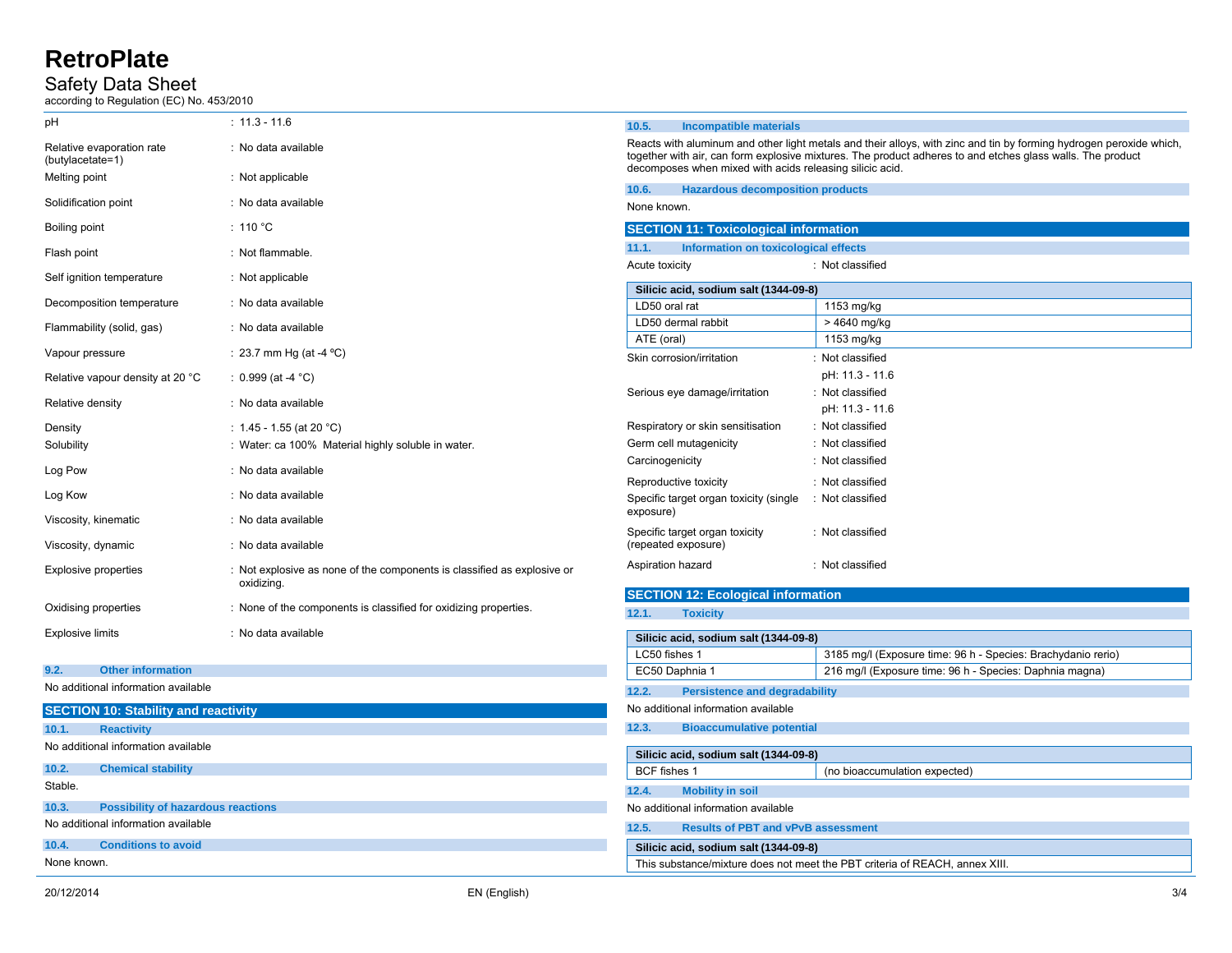| | |
|---|---|
| pH | : 11.3 - 11.6 |
| Relative evaporation rate (butylacetate=1) | : No data available |
| Melting point | : Not applicable |
| Solidification point | : No data available |
| Boiling point | : 110 °C |
| Flash point | : Not flammable. |
| Self ignition temperature | : Not applicable |
| Decomposition temperature | : No data available |
| Flammability (solid, gas) | : No data available |
| Vapour pressure | : 23.7 mm Hg (at -4 °C) |
| Relative vapour density at 20 °C | : 0.999 (at -4 °C) |
| Relative density | : No data available |
| Density | : 1.45 - 1.55 (at 20 °C) |
| Solubility | : Water: ca 100%  Material highly soluble in water. |
| Log Pow | : No data available |
| Log Kow | : No data available |
| Viscosity, kinematic | : No data available |
| Viscosity, dynamic | : No data available |
| Explosive properties | : Not explosive as none of the components is classified as explosive or oxidizing. |
| Oxidising properties | : None of the components is classified for oxidizing properties. |
| Explosive limits | : No data available |

### 9.2. Other information

No additional information available

## SECTION 10: Stability and reactivity

### 10.1. Reactivity

No additional information available

### 10.2. Chemical stability

Stable.

### 10.3. Possibility of hazardous reactions

No additional information available

### 10.4. Conditions to avoid

None known.

### 10.5. Incompatible materials

Reacts with aluminum and other light metals and their alloys, with zinc and tin by forming hydrogen peroxide which, together with air, can form explosive mixtures. The product adheres to and etches glass walls. The product decomposes when mixed with acids releasing silicic acid.

### 10.6. Hazardous decomposition products

None known.

## SECTION 11: Toxicological information

### 11.1. Information on toxicological effects

Acute toxicity : Not classified

| Silicic acid, sodium salt (1344-09-8) | |
|---|---|
| LD50 oral rat | 1153 mg/kg |
| LD50 dermal rabbit | > 4640 mg/kg |
| ATE (oral) | 1153 mg/kg |

| | |
|---|---|
| Skin corrosion/irritation | : Not classified<br>pH: 11.3 - 11.6 |
| Serious eye damage/irritation | : Not classified<br>pH: 11.3 - 11.6 |
| Respiratory or skin sensitisation | : Not classified |
| Germ cell mutagenicity | : Not classified |
| Carcinogenicity | : Not classified |
| Reproductive toxicity | : Not classified |
| Specific target organ toxicity (single exposure) | : Not classified |
| Specific target organ toxicity (repeated exposure) | : Not classified |
| Aspiration hazard | : Not classified |

## SECTION 12: Ecological information

### 12.1. Toxicity

| Silicic acid, sodium salt (1344-09-8) | |
|---|---|
| LC50 fishes 1 | 3185 mg/l (Exposure time: 96 h - Species: Brachydanio rerio) |
| EC50 Daphnia 1 | 216 mg/l (Exposure time: 96 h - Species: Daphnia magna) |

### 12.2. Persistence and degradability

No additional information available

### 12.3. Bioaccumulative potential

| Silicic acid, sodium salt (1344-09-8) | |
|---|---|
| BCF fishes 1 | (no bioaccumulation expected) |

### 12.4. Mobility in soil

No additional information available

### 12.5. Results of PBT and vPvB assessment

| Silicic acid, sodium salt (1344-09-8) |
|---|
| This substance/mixture does not meet the PBT criteria of REACH, annex XIII. |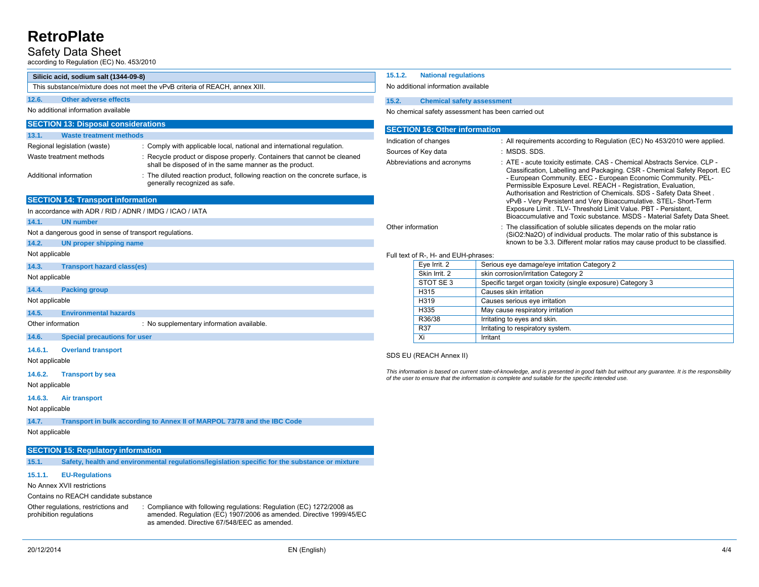| Silicic acid, sodium salt (1344-09-8) |
| --- |
| This substance/mixture does not meet the vPvB criteria of REACH, annex XIII. |

### 12.6. Other adverse effects

No additional information available

## SECTION 13: Disposal considerations

### 13.1. Waste treatment methods

Regional legislation (waste) : Comply with applicable local, national and international regulation.

Waste treatment methods : Recycle product or dispose properly. Containers that cannot be cleaned shall be disposed of in the same manner as the product.

Additional information : The diluted reaction product, following reaction on the concrete surface, is generally recognized as safe.

## SECTION 14: Transport information

In accordance with ADR / RID / ADNR / IMDG / ICAO / IATA

### 14.1. UN number

Not a dangerous good in sense of transport regulations.

### 14.2. UN proper shipping name

Not applicable

### 14.3. Transport hazard class(es)

Not applicable

### 14.4. Packing group

Not applicable

### 14.5. Environmental hazards

Other information : No supplementary information available.

### 14.6. Special precautions for user

#### 14.6.1. Overland transport

Not applicable

#### 14.6.2. Transport by sea

Not applicable

#### 14.6.3. Air transport

Not applicable

### 14.7. Transport in bulk according to Annex II of MARPOL 73/78 and the IBC Code

Not applicable

## SECTION 15: Regulatory information

### 15.1. Safety, health and environmental regulations/legislation specific for the substance or mixture

#### 15.1.1. EU-Regulations

No Annex XVII restrictions

Contains no REACH candidate substance

Other regulations, restrictions and prohibition regulations : Compliance with following regulations: Regulation (EC) 1272/2008 as amended. Regulation (EC) 1907/2006 as amended. Directive 1999/45/EC as amended. Directive 67/548/EEC as amended.

#### 15.1.2. National regulations

No additional information available

### 15.2. Chemical safety assessment

No chemical safety assessment has been carried out

## SECTION 16: Other information

Indication of changes : All requirements according to Regulation (EC) No 453/2010 were applied.

Sources of Key data : MSDS. SDS.

Abbreviations and acronyms : ATE - acute toxicity estimate. CAS - Chemical Abstracts Service. CLP - Classification, Labelling and Packaging. CSR - Chemical Safety Report. EC - European Community. EEC - European Economic Community. PEL- Permissible Exposure Level. REACH - Registration, Evaluation, Authorisation and Restriction of Chemicals. SDS - Safety Data Sheet . vPvB - Very Persistent and Very Bioaccumulative. STEL- Short-Term Exposure Limit . TLV- Threshold Limit Value. PBT - Persistent, Bioaccumulative and Toxic substance. MSDS - Material Safety Data Sheet.

Other information : The classification of soluble silicates depends on the molar ratio ($SiO_2$:$Na_2O$) of individual products. The molar ratio of this substance is known to be 3.3. Different molar ratios may cause product to be classified.

Full text of R-, H- and EUH-phrases:

| | |
| --- | --- |
| Eye Irrit. 2 | Serious eye damage/eye irritation Category 2 |
| Skin Irrit. 2 | skin corrosion/irritation Category 2 |
| STOT SE 3 | Specific target organ toxicity (single exposure) Category 3 |
| H315 | Causes skin irritation |
| H319 | Causes serious eye irritation |
| H335 | May cause respiratory irritation |
| R36/38 | Irritating to eyes and skin. |
| R37 | Irritating to respiratory system. |
| Xi | Irritant |

SDS EU (REACH Annex II)

*This information is based on current state-of-knowledge, and is presented in good faith but without any guarantee. It is the responsibility of the user to ensure that the information is complete and suitable for the specific intended use.*